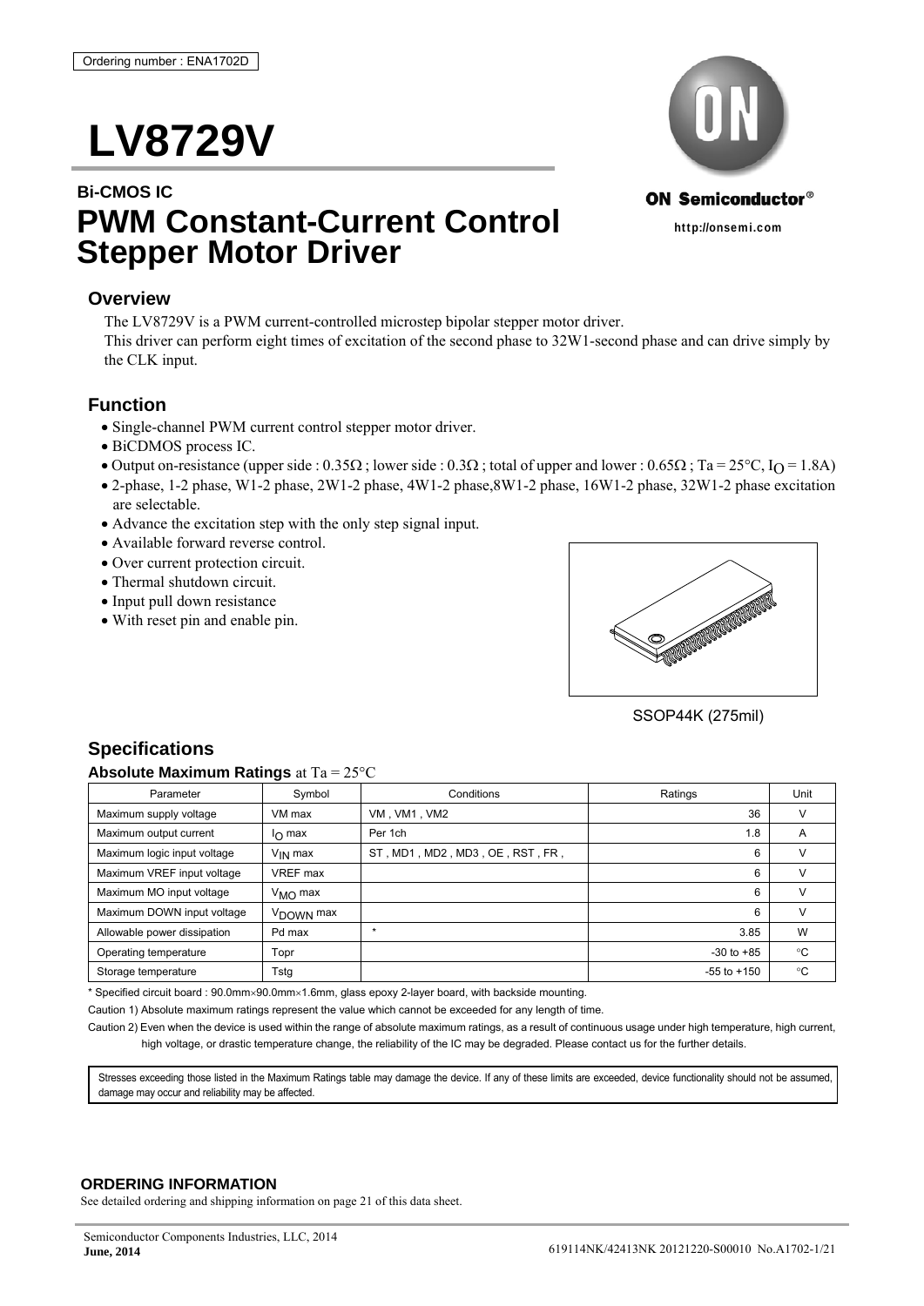Ordering number : ENA1702D

# LV8729V

**Bi-CMOS IC**

# PWM Constant-Current Control Stepper Motor Driver

ON Semiconductor®

http://onsemi.com

## Overview

The LV8729V is a PWM current-controlled microstep bipolar stepper motor driver.
This driver can perform eight times of excitation of the second phase to 32W1-second phase and can drive simply by the CLK input.

## Function

- Single-channel PWM current control stepper motor driver.
- BiCDMOS process IC.
- Output on-resistance (upper side : 0.35Ω ; lower side : 0.3Ω ; total of upper and lower : 0.65Ω ; Ta = 25°C, $I_O$ = 1.8A)
- 2-phase, 1-2 phase, W1-2 phase, 2W1-2 phase, 4W1-2 phase,8W1-2 phase, 16W1-2 phase, 32W1-2 phase excitation are selectable.
- Advance the excitation step with the only step signal input.
- Available forward reverse control.
- Over current protection circuit.
- Thermal shutdown circuit.
- Input pull down resistance
- With reset pin and enable pin.

SSOP44K (275mil)

## Specifications

**Absolute Maximum Ratings** at Ta = 25°C

| Parameter | Symbol | Conditions | Ratings | Unit |
|---|---|---|---|---|
| Maximum supply voltage | VM max | VM , VM1 , VM2 | 36 | V |
| Maximum output current | $I_O$ max | Per 1ch | 1.8 | A |
| Maximum logic input voltage | $V_{IN}$ max | ST , MD1 , MD2 , MD3 , OE , RST , FR , | 6 | V |
| Maximum VREF input voltage | VREF max | | 6 | V |
| Maximum MO input voltage | $V_{MO}$ max | | 6 | V |
| Maximum DOWN input voltage | $V_{DOWN}$ max | | 6 | V |
| Allowable power dissipation | Pd max | * | 3.85 | W |
| Operating temperature | Topr | | -30 to +85 | °C |
| Storage temperature | Tstg | | -55 to +150 | °C |

* Specified circuit board : 90.0mm×90.0mm×1.6mm, glass epoxy 2-layer board, with backside mounting.

Caution 1) Absolute maximum ratings represent the value which cannot be exceeded for any length of time.

Caution 2) Even when the device is used within the range of absolute maximum ratings, as a result of continuous usage under high temperature, high current, high voltage, or drastic temperature change, the reliability of the IC may be degraded. Please contact us for the further details.

Stresses exceeding those listed in the Maximum Ratings table may damage the device. If any of these limits are exceeded, device functionality should not be assumed, damage may occur and reliability may be affected.

**ORDERING INFORMATION**

See detailed ordering and shipping information on page 21 of this data sheet.

Semiconductor Components Industries, LLC, 2014
**June, 2014**

619114NK/42413NK 20121220-S00010 No.A1702-1/21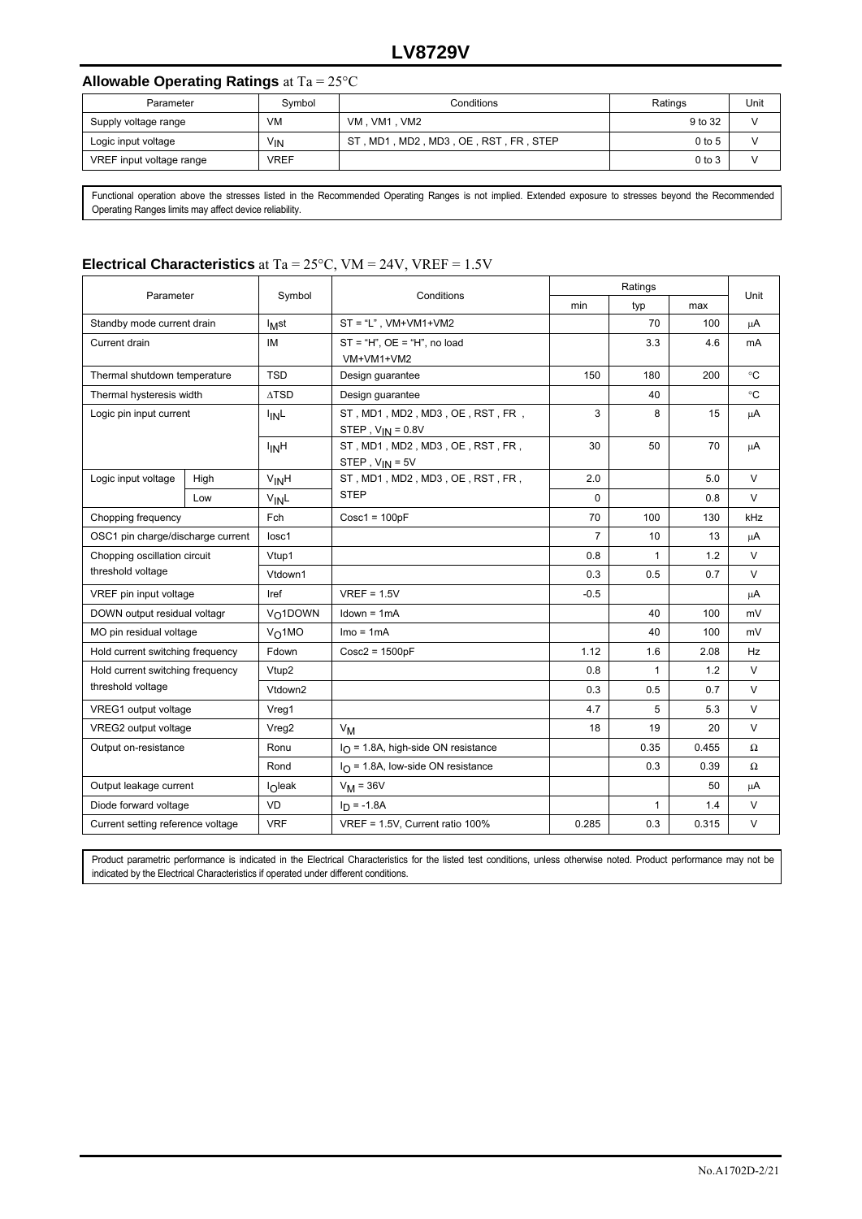## Allowable Operating Ratings at Ta = 25°C

| Parameter | Symbol | Conditions | Ratings | Unit |
|---|---|---|---|---|
| Supply voltage range | VM | VM , VM1 , VM2 | 9 to 32 | V |
| Logic input voltage | $V_{IN}$ | ST , MD1 , MD2 , MD3 , OE , RST , FR , STEP | 0 to 5 | V |
| VREF input voltage range | VREF | | 0 to 3 | V |

Functional operation above the stresses listed in the Recommended Operating Ranges is not implied. Extended exposure to stresses beyond the Recommended Operating Ranges limits may affect device reliability.

## Electrical Characteristics at Ta = 25°C, VM = 24V, VREF = 1.5V

| Parameter | | Symbol | Conditions | Ratings | | | Unit |
|---|---|---|---|---|---|---|---|
| | | | | min | typ | max | |
| Standby mode current drain | | $I_M$st | ST = "L" , VM+VM1+VM2 | | 70 | 100 | μA |
| Current drain | | IM | ST = "H", OE = "H", no load VM+VM1+VM2 | | 3.3 | 4.6 | mA |
| Thermal shutdown temperature | | TSD | Design guarantee | 150 | 180 | 200 | °C |
| Thermal hysteresis width | | ΔTSD | Design guarantee | | 40 | | °C |
| Logic pin input current | | $I_{IN}$L | ST , MD1 , MD2 , MD3 , OE , RST , FR , STEP , $V_{IN}$ = 0.8V | 3 | 8 | 15 | μA |
| | | $I_{IN}$H | ST , MD1 , MD2 , MD3 , OE , RST , FR , STEP , $V_{IN}$ = 5V | 30 | 50 | 70 | μA |
| Logic input voltage | High | $V_{IN}$H | ST , MD1 , MD2 , MD3 , OE , RST , FR , STEP | 2.0 | | 5.0 | V |
| | Low | $V_{IN}$L | | 0 | | 0.8 | V |
| Chopping frequency | | Fch | Cosc1 = 100pF | 70 | 100 | 130 | kHz |
| OSC1 pin charge/discharge current | | Iosc1 | | 7 | 10 | 13 | μA |
| Chopping oscillation circuit threshold voltage | | Vtup1 | | 0.8 | 1 | 1.2 | V |
| | | Vtdown1 | | 0.3 | 0.5 | 0.7 | V |
| VREF pin input voltage | | Iref | VREF = 1.5V | -0.5 | | | μA |
| DOWN output residual voltagr | | $V_O$1DOWN | Idown = 1mA | | 40 | 100 | mV |
| MO pin residual voltage | | $V_O$1MO | Imo = 1mA | | 40 | 100 | mV |
| Hold current switching frequency | | Fdown | Cosc2 = 1500pF | 1.12 | 1.6 | 2.08 | Hz |
| Hold current switching frequency threshold voltage | | Vtup2 | | 0.8 | 1 | 1.2 | V |
| | | Vtdown2 | | 0.3 | 0.5 | 0.7 | V |
| VREG1 output voltage | | Vreg1 | | 4.7 | 5 | 5.3 | V |
| VREG2 output voltage | | Vreg2 | $V_M$ | 18 | 19 | 20 | V |
| Output on-resistance | | Ronu | $I_O$ = 1.8A, high-side ON resistance | | 0.35 | 0.455 | Ω |
| | | Rond | $I_O$ = 1.8A, low-side ON resistance | | 0.3 | 0.39 | Ω |
| Output leakage current | | $I_O$leak | $V_M$ = 36V | | | 50 | μA |
| Diode forward voltage | | VD | $I_D$ = -1.8A | | 1 | 1.4 | V |
| Current setting reference voltage | | VRF | VREF = 1.5V, Current ratio 100% | 0.285 | 0.3 | 0.315 | V |

Product parametric performance is indicated in the Electrical Characteristics for the listed test conditions, unless otherwise noted. Product performance may not be indicated by the Electrical Characteristics if operated under different conditions.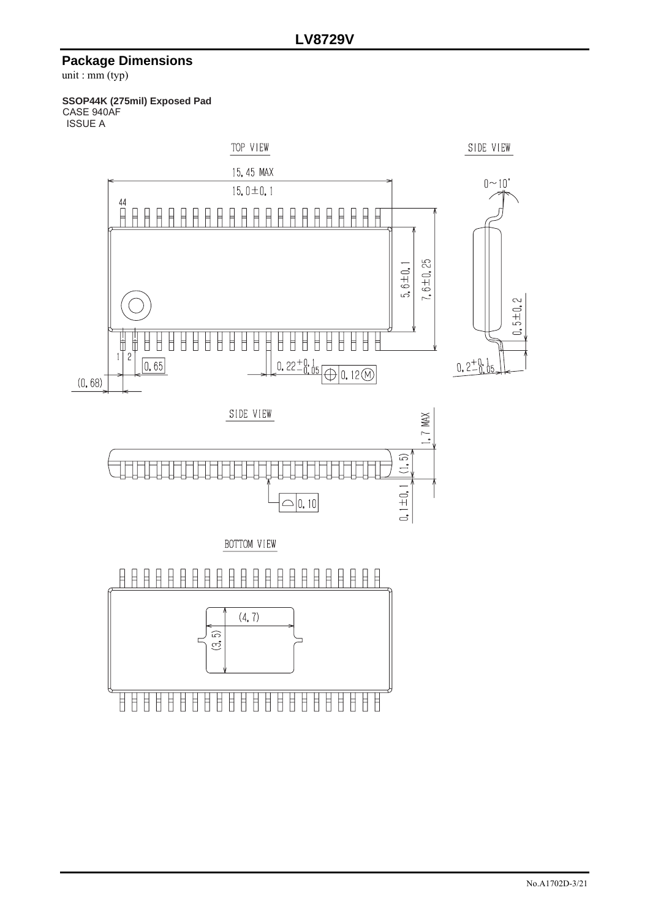## Package Dimensions

unit : mm (typ)

**SSOP44K (275mil) Exposed Pad**
CASE 940AF
ISSUE A

TOP VIEW

15.45 MAX

15.0±0.1

44

5.6±0.1

7.6±0.25

1 2

0.65

(0.68)

$0.22^{+0.1}_{-0.05}$ 0.12 (M)

SIDE VIEW

0~10°

0.5±0.2

$0.2^{+0.1}_{-0.05}$

SIDE VIEW

1.7 MAX

(1.5)

0.1±0.1

0.10

BOTTOM VIEW

(4.7)

(3.5)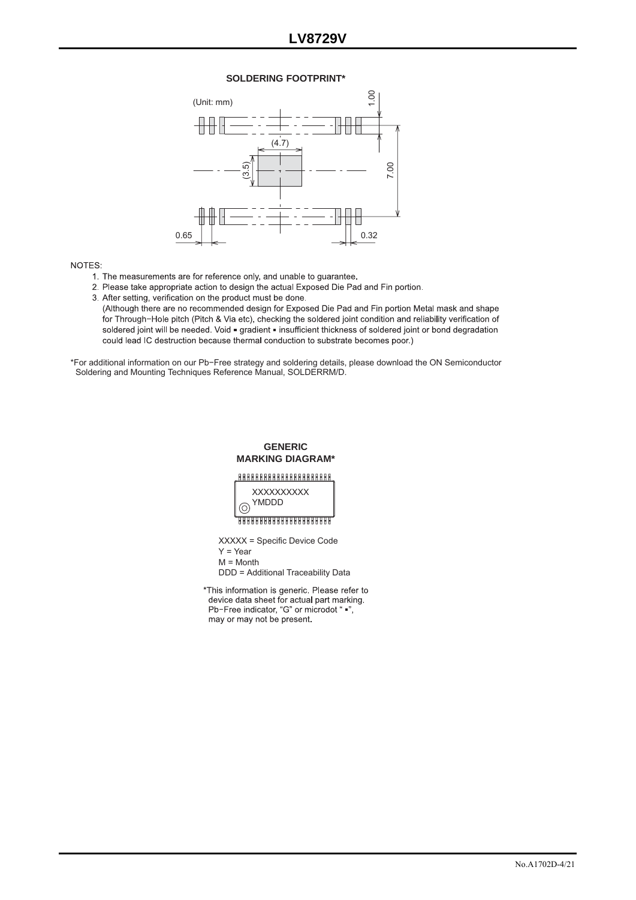**SOLDERING FOOTPRINT***

(Unit: mm)

NOTES:

1. The measurements are for reference only, and unable to guarantee.
2. Please take appropriate action to design the actual Exposed Die Pad and Fin portion.
3. After setting, verification on the product must be done.
   (Although there are no recommended design for Exposed Die Pad and Fin portion Metal mask and shape for Through−Hole pitch (Pitch & Via etc), checking the soldered joint condition and reliability verification of soldered joint will be needed. Void ▪ gradient ▪ insufficient thickness of soldered joint or bond degradation could lead IC destruction because thermal conduction to substrate becomes poor.)

*For additional information on our Pb−Free strategy and soldering details, please download the ON Semiconductor Soldering and Mounting Techniques Reference Manual, SOLDERRM/D.

**GENERIC MARKING DIAGRAM***

XXXXX = Specific Device Code
Y = Year
M = Month
DDD = Additional Traceability Data

*This information is generic. Please refer to device data sheet for actual part marking. Pb−Free indicator, "G" or microdot " ▪", may or may not be present.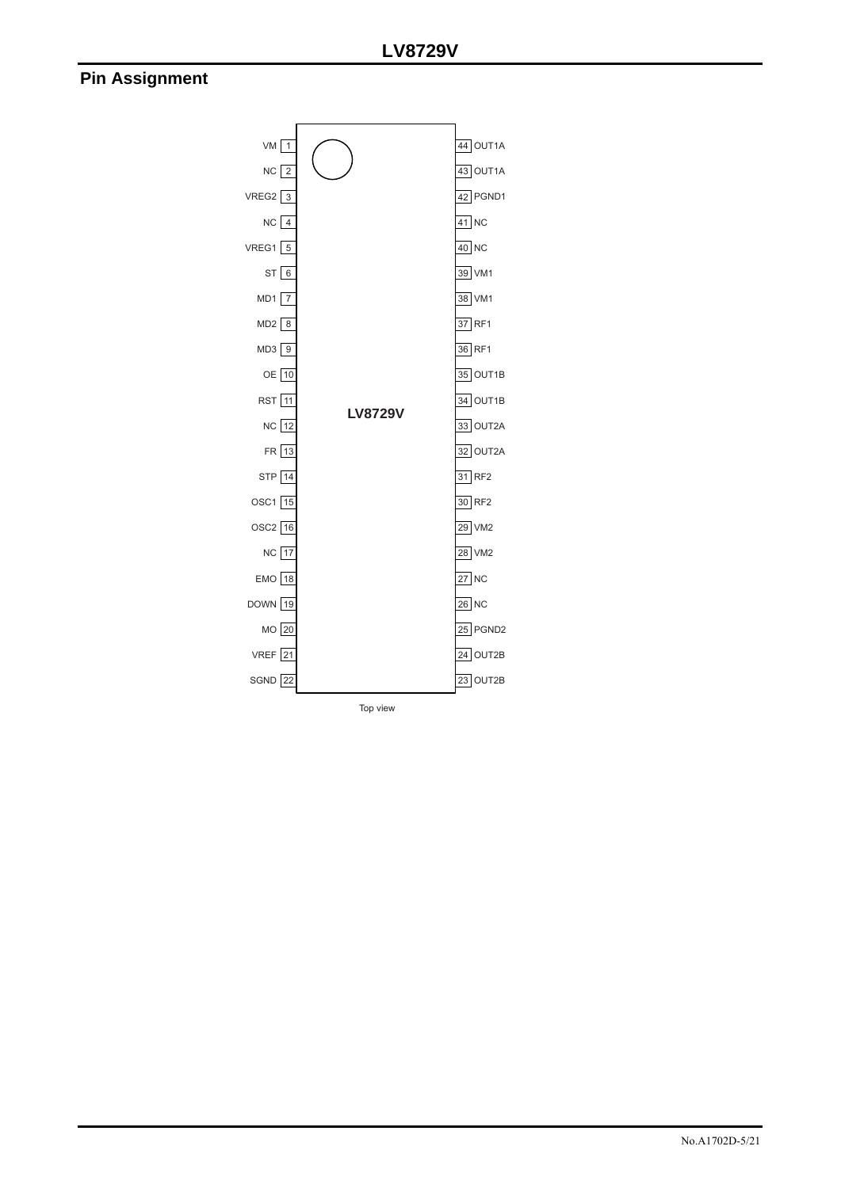## Pin Assignment

| Pin | Name | Pin | Name |
|---|---|---|---|
| 1 | VM | 44 | OUT1A |
| 2 | NC | 43 | OUT1A |
| 3 | VREG2 | 42 | PGND1 |
| 4 | NC | 41 | NC |
| 5 | VREG1 | 40 | NC |
| 6 | ST | 39 | VM1 |
| 7 | MD1 | 38 | VM1 |
| 8 | MD2 | 37 | RF1 |
| 9 | MD3 | 36 | RF1 |
| 10 | OE | 35 | OUT1B |
| 11 | RST | 34 | OUT1B |
| 12 | NC | 33 | OUT2A |
| 13 | FR | 32 | OUT2A |
| 14 | STP | 31 | RF2 |
| 15 | OSC1 | 30 | RF2 |
| 16 | OSC2 | 29 | VM2 |
| 17 | NC | 28 | VM2 |
| 18 | EMO | 27 | NC |
| 19 | DOWN | 26 | NC |
| 20 | MO | 25 | PGND2 |
| 21 | VREF | 24 | OUT2B |
| 22 | SGND | 23 | OUT2B |

LV8729V

Top view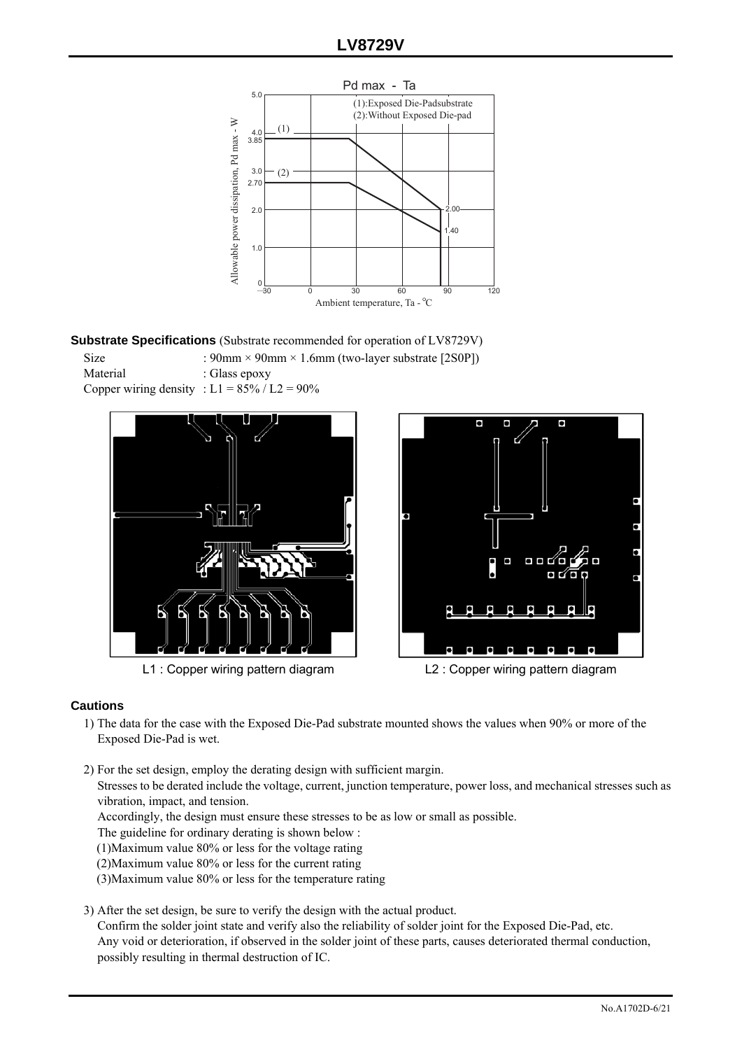Pd max - Ta

(1):Exposed Die-Padsubstrate
(2):Without Exposed Die-pad

**Substrate Specifications** (Substrate recommended for operation of LV8729V)

Size : 90mm × 90mm × 1.6mm (two-layer substrate [2S0P])
Material : Glass epoxy
Copper wiring density : L1 = 85% / L2 = 90%

L1 : Copper wiring pattern diagram

L2 : Copper wiring pattern diagram

### Cautions

1) The data for the case with the Exposed Die-Pad substrate mounted shows the values when 90% or more of the Exposed Die-Pad is wet.

2) For the set design, employ the derating design with sufficient margin.
   Stresses to be derated include the voltage, current, junction temperature, power loss, and mechanical stresses such as vibration, impact, and tension.
   Accordingly, the design must ensure these stresses to be as low or small as possible.
   The guideline for ordinary derating is shown below :
   (1)Maximum value 80% or less for the voltage rating
   (2)Maximum value 80% or less for the current rating
   (3)Maximum value 80% or less for the temperature rating

3) After the set design, be sure to verify the design with the actual product.
   Confirm the solder joint state and verify also the reliability of solder joint for the Exposed Die-Pad, etc.
   Any void or deterioration, if observed in the solder joint of these parts, causes deteriorated thermal conduction, possibly resulting in thermal destruction of IC.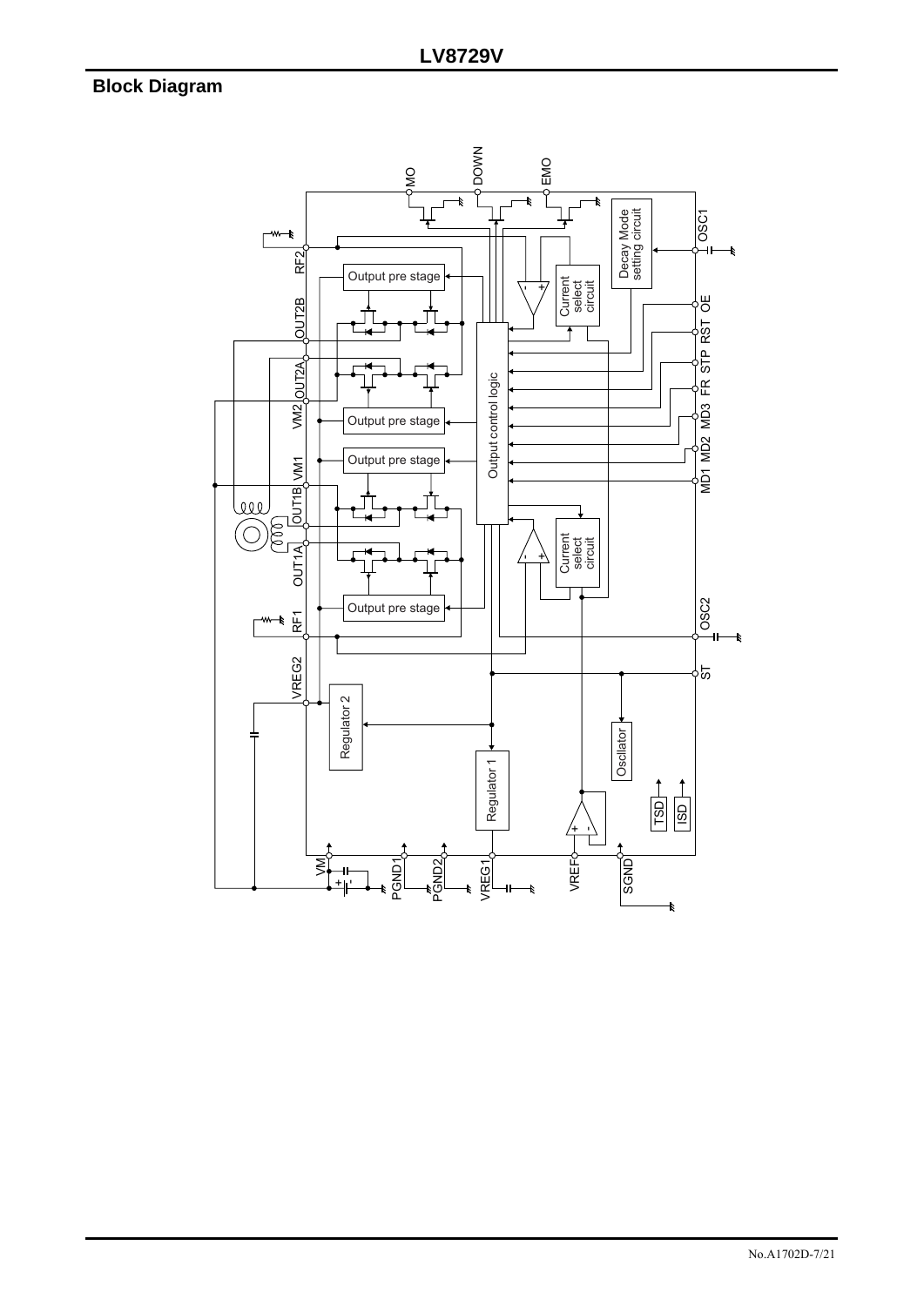## Block Diagram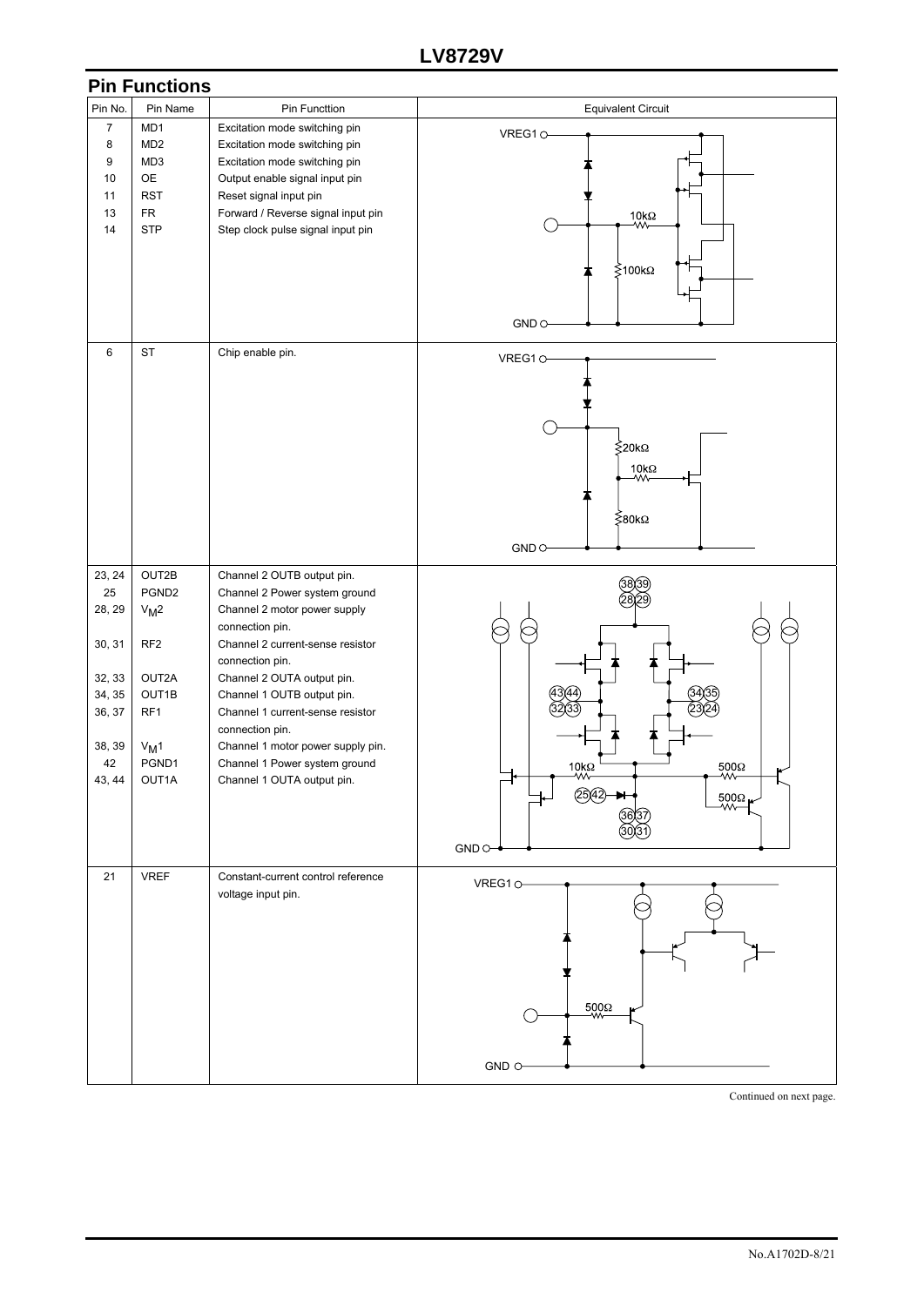## Pin Functions

| Pin No. | Pin Name | Pin Functtion | Equivalent Circuit |
|---|---|---|---|
| 7<br>8<br>9<br>10<br>11<br>13<br>14 | MD1<br>MD2<br>MD3<br>OE<br>RST<br>FR<br>STP | Excitation mode switching pin<br>Excitation mode switching pin<br>Excitation mode switching pin<br>Output enable signal input pin<br>Reset signal input pin<br>Forward / Reverse signal input pin<br>Step clock pulse signal input pin | VREG1, 10kΩ, 100kΩ, GND |
| 6 | ST | Chip enable pin. | VREG1, 20kΩ, 10kΩ, 80kΩ, GND |
| 23, 24<br>25<br>28, 29<br><br>30, 31<br><br>32, 33<br>34, 35<br>36, 37<br><br>38, 39<br>42<br>43, 44 | OUT2B<br>PGND2<br>$V_M2$<br><br>RF2<br><br>OUT2A<br>OUT1B<br>RF1<br><br>$V_M1$<br>PGND1<br>OUT1A | Channel 2 OUTB output pin.<br>Channel 2 Power system ground<br>Channel 2 motor power supply connection pin.<br>Channel 2 current-sense resistor connection pin.<br>Channel 2 OUTA output pin.<br>Channel 1 OUTB output pin.<br>Channel 1 current-sense resistor connection pin.<br>Channel 1 motor power supply pin.<br>Channel 1 Power system ground<br>Channel 1 OUTA output pin. | 38 39 / 28 29, 43 44 / 32 33, 34 35 / 23 24, 10kΩ, 500Ω, 500Ω, 25 42, 36 37 / 30 31, GND |
| 21 | VREF | Constant-current control reference voltage input pin. | VREG1, 500Ω, GND |

Continued on next page.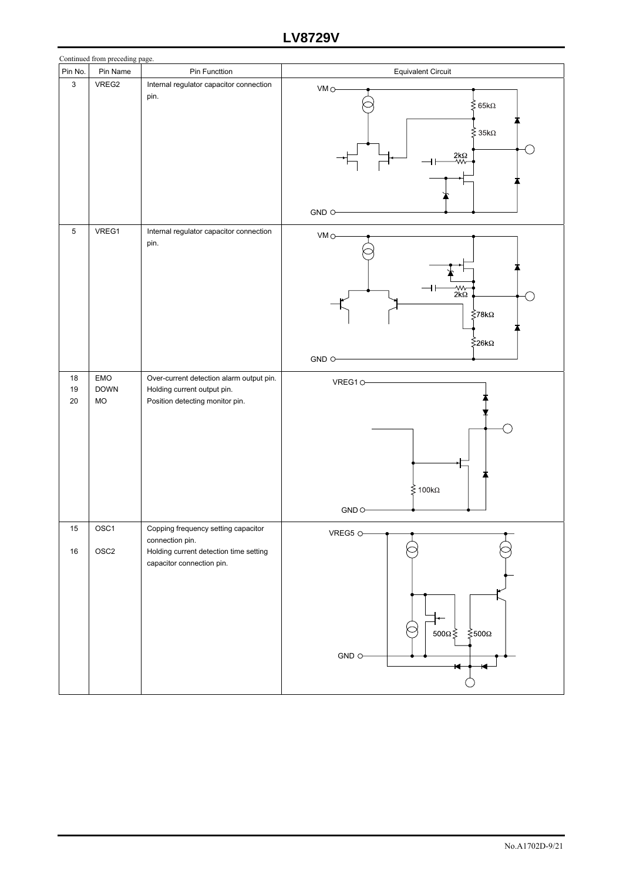Continued from preceding page.

| Pin No. | Pin Name | Pin Functtion | Equivalent Circuit |
|---|---|---|---|
| 3 | VREG2 | Internal regulator capacitor connection pin. | VM, 65kΩ, 35kΩ, 2kΩ, GND |
| 5 | VREG1 | Internal regulator capacitor connection pin. | VM, 2kΩ, 78kΩ, 26kΩ, GND |
| 18<br>19<br>20 | EMO<br>DOWN<br>MO | Over-current detection alarm output pin.<br>Holding current output pin.<br>Position detecting monitor pin. | VREG1, 100kΩ, GND |
| 15<br><br>16 | OSC1<br><br>OSC2 | Copping frequency setting capacitor connection pin.<br>Holding current detection time setting capacitor connection pin. | VREG5, 500Ω, 500Ω, GND |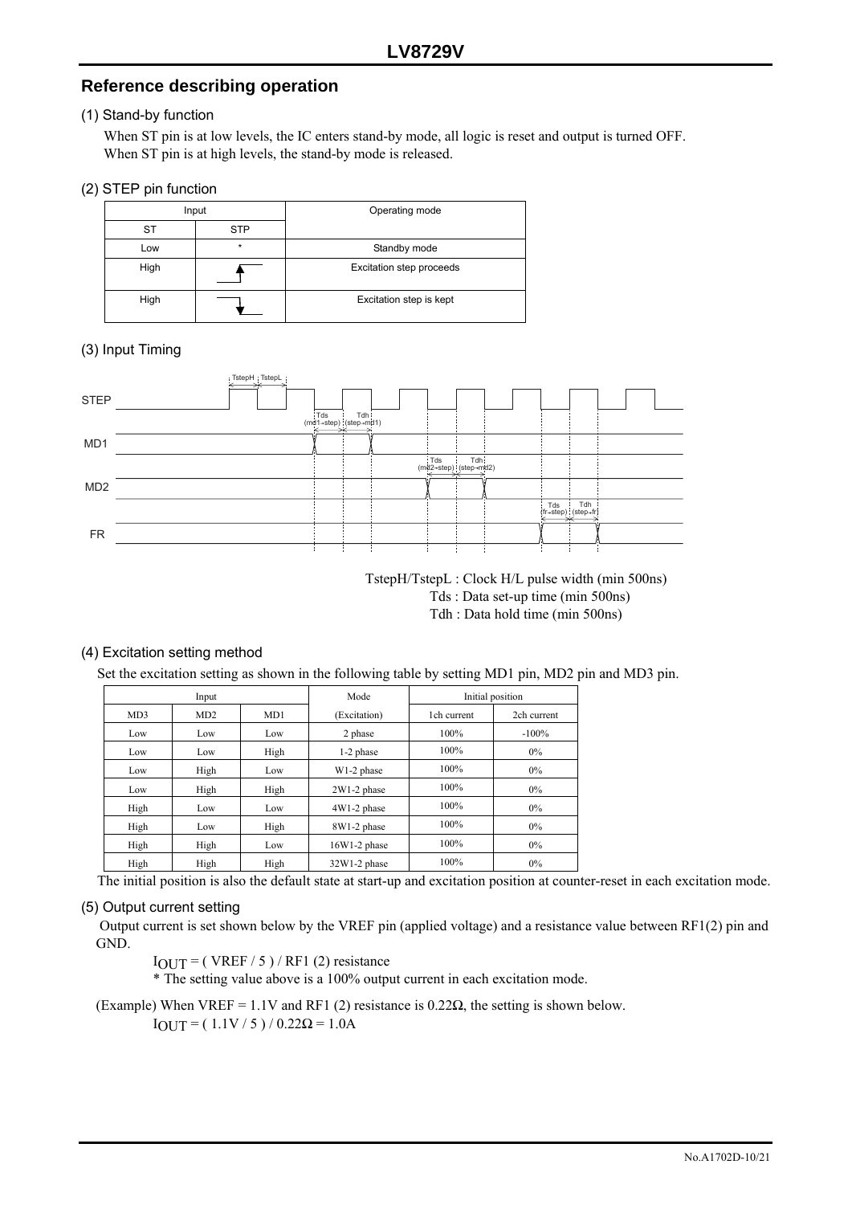## Reference describing operation

### (1) Stand-by function

When ST pin is at low levels, the IC enters stand-by mode, all logic is reset and output is turned OFF.
When ST pin is at high levels, the stand-by mode is released.

### (2) STEP pin function

| Input | | Operating mode |
|---|---|---|
| ST | STP | |
| Low | * | Standby mode |
| High | ↑ (rising edge) | Excitation step proceeds |
| High | ↓ (falling edge) | Excitation step is kept |

### (3) Input Timing

TstepH/TstepL : Clock H/L pulse width (min 500ns)
Tds : Data set-up time (min 500ns)
Tdh : Data hold time (min 500ns)

### (4) Excitation setting method

Set the excitation setting as shown in the following table by setting MD1 pin, MD2 pin and MD3 pin.

| Input | | | Mode | Initial position | |
|---|---|---|---|---|---|
| MD3 | MD2 | MD1 | (Excitation) | 1ch current | 2ch current |
| Low | Low | Low | 2 phase | 100% | -100% |
| Low | Low | High | 1-2 phase | 100% | 0% |
| Low | High | Low | W1-2 phase | 100% | 0% |
| Low | High | High | 2W1-2 phase | 100% | 0% |
| High | Low | Low | 4W1-2 phase | 100% | 0% |
| High | Low | High | 8W1-2 phase | 100% | 0% |
| High | High | Low | 16W1-2 phase | 100% | 0% |
| High | High | High | 32W1-2 phase | 100% | 0% |

The initial position is also the default state at start-up and excitation position at counter-reset in each excitation mode.

### (5) Output current setting

Output current is set shown below by the VREF pin (applied voltage) and a resistance value between RF1(2) pin and GND.

$I_{OUT}$ = ( VREF / 5 ) / RF1 (2) resistance

* The setting value above is a 100% output current in each excitation mode.

(Example) When VREF = 1.1V and RF1 (2) resistance is 0.22Ω, the setting is shown below.

$I_{OUT}$ = ( 1.1V / 5 ) / 0.22Ω = 1.0A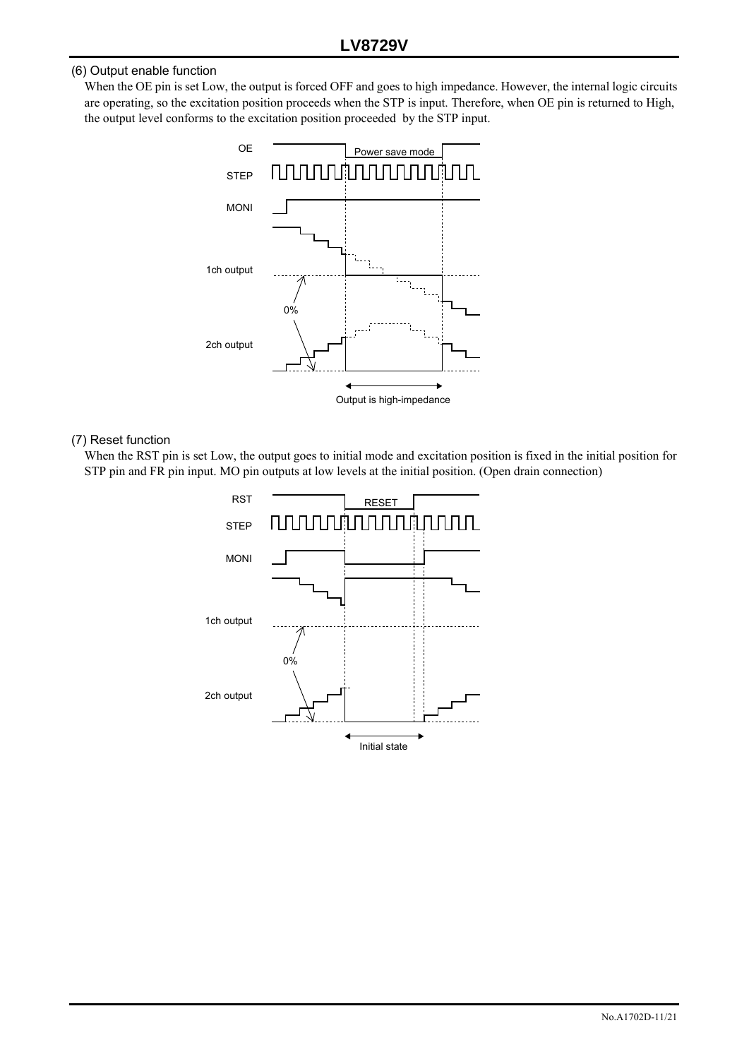### (6) Output enable function

When the OE pin is set Low, the output is forced OFF and goes to high impedance. However, the internal logic circuits are operating, so the excitation position proceeds when the STP is input. Therefore, when OE pin is returned to High, the output level conforms to the excitation position proceeded by the STP input.

OE
Power save mode
STEP
MONI
1ch output
0%
2ch output
Output is high-impedance

### (7) Reset function

When the RST pin is set Low, the output goes to initial mode and excitation position is fixed in the initial position for STP pin and FR pin input. MO pin outputs at low levels at the initial position. (Open drain connection)

RST
RESET
STEP
MONI
1ch output
0%
2ch output
Initial state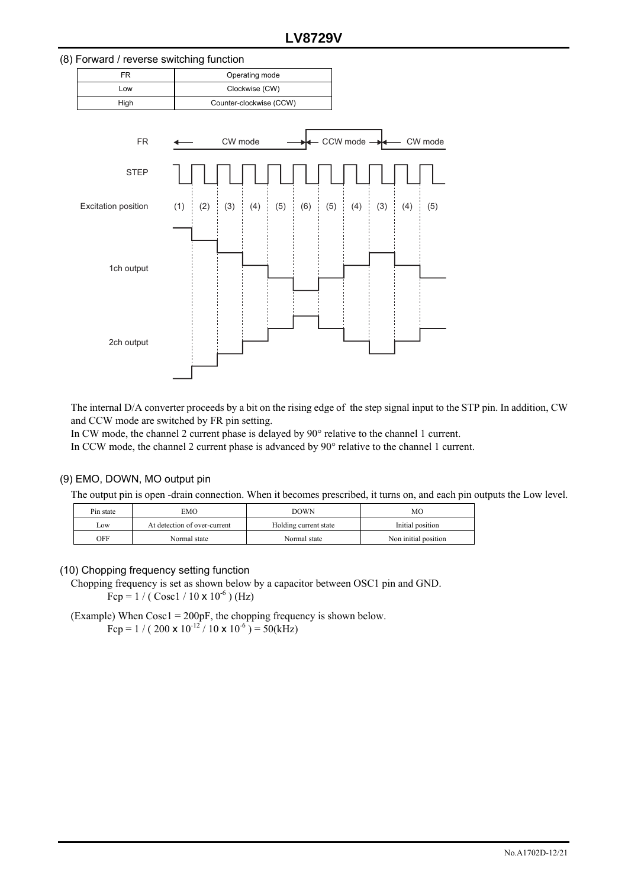### (8) Forward / reverse switching function

| FR | Operating mode |
|---|---|
| Low | Clockwise (CW) |
| High | Counter-clockwise (CCW) |

FR: CW mode → CCW mode → CW mode

STEP

Excitation position: (1) (2) (3) (4) (5) (6) (5) (4) (3) (4) (5)

1ch output

2ch output

The internal D/A converter proceeds by a bit on the rising edge of the step signal input to the STP pin. In addition, CW and CCW mode are switched by FR pin setting.

In CW mode, the channel 2 current phase is delayed by 90° relative to the channel 1 current.

In CCW mode, the channel 2 current phase is advanced by 90° relative to the channel 1 current.

### (9) EMO, DOWN, MO output pin

The output pin is open -drain connection. When it becomes prescribed, it turns on, and each pin outputs the Low level.

| Pin state | EMO | DOWN | MO |
|---|---|---|---|
| Low | At detection of over-current | Holding current state | Initial position |
| OFF | Normal state | Normal state | Non initial position |

### (10) Chopping frequency setting function

Chopping frequency is set as shown below by a capacitor between OSC1 pin and GND.

$$Fcp = 1 / ( Cosc1 / 10 \times 10^{-6} ) \text{ (Hz)}$$

(Example) When Cosc1 = 200pF, the chopping frequency is shown below.

$$Fcp = 1 / ( 200 \times 10^{-12} / 10 \times 10^{-6} ) = 50\text{(kHz)}$$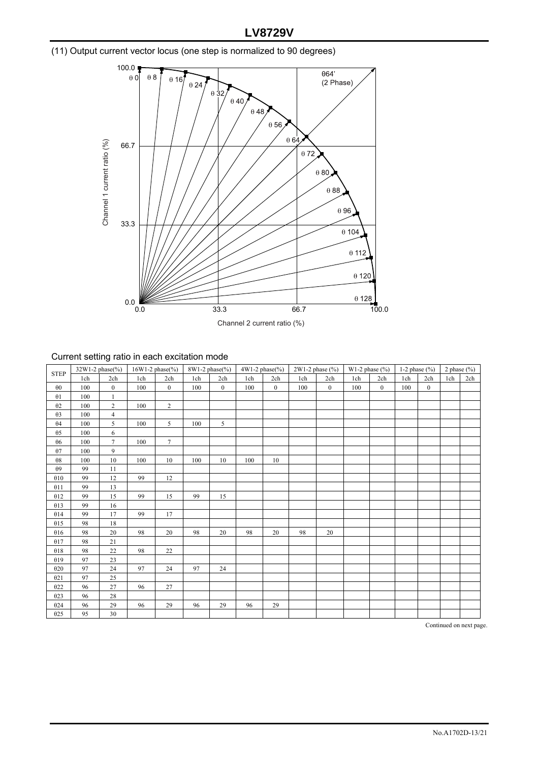(11) Output current vector locus (one step is normalized to 90 degrees)

Current setting ratio in each excitation mode

| STEP | 32W1-2 phase(%) | | 16W1-2 phase(%) | | 8W1-2 phase(%) | | 4W1-2 phase(%) | | 2W1-2 phase (%) | | W1-2 phase (%) | | 1-2 phase (%) | | 2 phase (%) | |
|---|---|---|---|---|---|---|---|---|---|---|---|---|---|---|---|---|
| | 1ch | 2ch | 1ch | 2ch | 1ch | 2ch | 1ch | 2ch | 1ch | 2ch | 1ch | 2ch | 1ch | 2ch | 1ch | 2ch |
| θ0 | 100 | 0 | 100 | 0 | 100 | 0 | 100 | 0 | 100 | 0 | 100 | 0 | 100 | 0 | | |
| θ1 | 100 | 1 | | | | | | | | | | | | | | |
| θ2 | 100 | 2 | 100 | 2 | | | | | | | | | | | | |
| θ3 | 100 | 4 | | | | | | | | | | | | | | |
| θ4 | 100 | 5 | 100 | 5 | 100 | 5 | | | | | | | | | | |
| θ5 | 100 | 6 | | | | | | | | | | | | | | |
| θ6 | 100 | 7 | 100 | 7 | | | | | | | | | | | | |
| θ7 | 100 | 9 | | | | | | | | | | | | | | |
| θ8 | 100 | 10 | 100 | 10 | 100 | 10 | 100 | 10 | | | | | | | | |
| θ9 | 99 | 11 | | | | | | | | | | | | | | |
| θ10 | 99 | 12 | 99 | 12 | | | | | | | | | | | | |
| θ11 | 99 | 13 | | | | | | | | | | | | | | |
| θ12 | 99 | 15 | 99 | 15 | 99 | 15 | | | | | | | | | | |
| θ13 | 99 | 16 | | | | | | | | | | | | | | |
| θ14 | 99 | 17 | 99 | 17 | | | | | | | | | | | | |
| θ15 | 98 | 18 | | | | | | | | | | | | | | |
| θ16 | 98 | 20 | 98 | 20 | 98 | 20 | 98 | 20 | 98 | 20 | | | | | | |
| θ17 | 98 | 21 | | | | | | | | | | | | | | |
| θ18 | 98 | 22 | 98 | 22 | | | | | | | | | | | | |
| θ19 | 97 | 23 | | | | | | | | | | | | | | |
| θ20 | 97 | 24 | 97 | 24 | 97 | 24 | | | | | | | | | | |
| θ21 | 97 | 25 | | | | | | | | | | | | | | |
| θ22 | 96 | 27 | 96 | 27 | | | | | | | | | | | | |
| θ23 | 96 | 28 | | | | | | | | | | | | | | |
| θ24 | 96 | 29 | 96 | 29 | 96 | 29 | 96 | 29 | | | | | | | | |
| θ25 | 95 | 30 | | | | | | | | | | | | | | |

Continued on next page.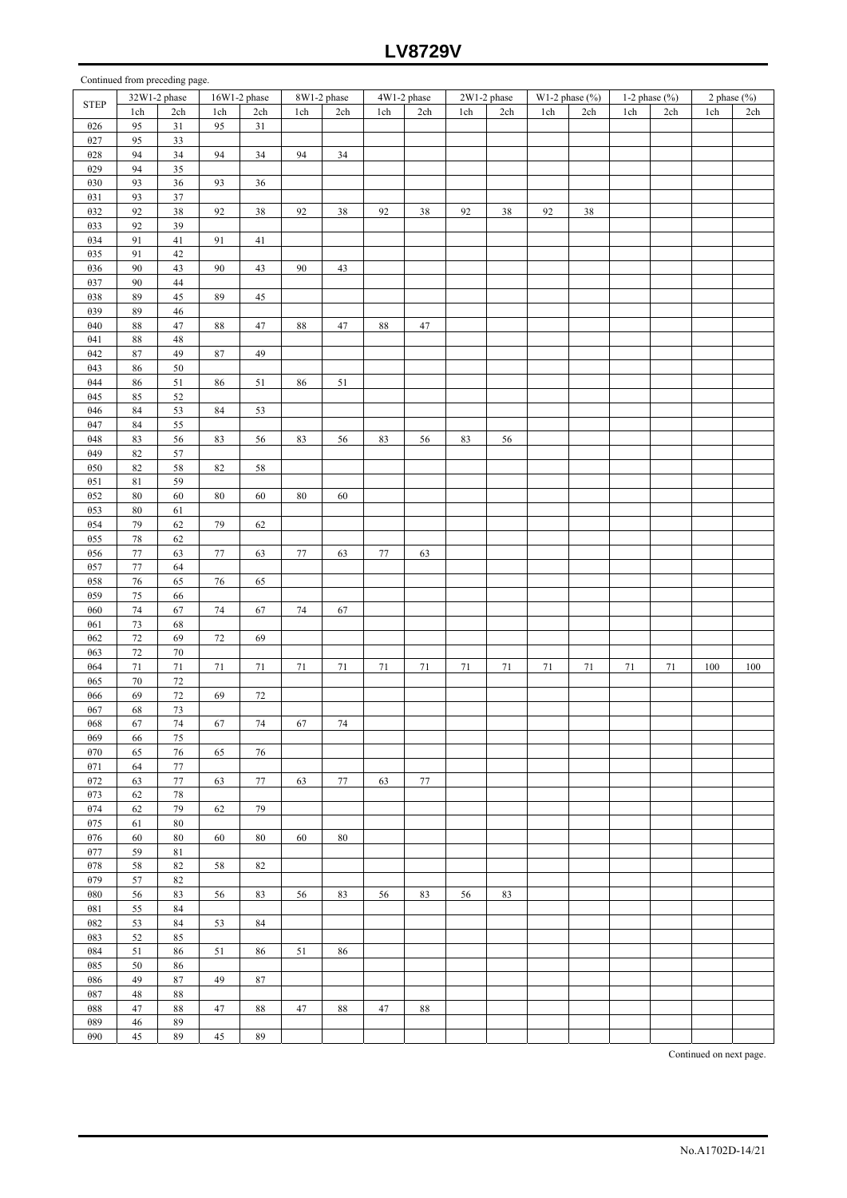Continued from preceding page.

| STEP | 32W1-2 phase | | 16W1-2 phase | | 8W1-2 phase | | 4W1-2 phase | | 2W1-2 phase | | W1-2 phase (%) | | 1-2 phase (%) | | 2 phase (%) | |
|---|---|---|---|---|---|---|---|---|---|---|---|---|---|---|---|---|
| | 1ch | 2ch | 1ch | 2ch | 1ch | 2ch | 1ch | 2ch | 1ch | 2ch | 1ch | 2ch | 1ch | 2ch | 1ch | 2ch |
| θ26 | 95 | 31 | 95 | 31 | | | | | | | | | | | | |
| θ27 | 95 | 33 | | | | | | | | | | | | | | |
| θ28 | 94 | 34 | 94 | 34 | 94 | 34 | | | | | | | | | | |
| θ29 | 94 | 35 | | | | | | | | | | | | | | |
| θ30 | 93 | 36 | 93 | 36 | | | | | | | | | | | | |
| θ31 | 93 | 37 | | | | | | | | | | | | | | |
| θ32 | 92 | 38 | 92 | 38 | 92 | 38 | 92 | 38 | 92 | 38 | 92 | 38 | | | | |
| θ33 | 92 | 39 | | | | | | | | | | | | | | |
| θ34 | 91 | 41 | 91 | 41 | | | | | | | | | | | | |
| θ35 | 91 | 42 | | | | | | | | | | | | | | |
| θ36 | 90 | 43 | 90 | 43 | 90 | 43 | | | | | | | | | | |
| θ37 | 90 | 44 | | | | | | | | | | | | | | |
| θ38 | 89 | 45 | 89 | 45 | | | | | | | | | | | | |
| θ39 | 89 | 46 | | | | | | | | | | | | | | |
| θ40 | 88 | 47 | 88 | 47 | 88 | 47 | 88 | 47 | | | | | | | | |
| θ41 | 88 | 48 | | | | | | | | | | | | | | |
| θ42 | 87 | 49 | 87 | 49 | | | | | | | | | | | | |
| θ43 | 86 | 50 | | | | | | | | | | | | | | |
| θ44 | 86 | 51 | 86 | 51 | 86 | 51 | | | | | | | | | | |
| θ45 | 85 | 52 | | | | | | | | | | | | | | |
| θ46 | 84 | 53 | 84 | 53 | | | | | | | | | | | | |
| θ47 | 84 | 55 | | | | | | | | | | | | | | |
| θ48 | 83 | 56 | 83 | 56 | 83 | 56 | 83 | 56 | 83 | 56 | | | | | | |
| θ49 | 82 | 57 | | | | | | | | | | | | | | |
| θ50 | 82 | 58 | 82 | 58 | | | | | | | | | | | | |
| θ51 | 81 | 59 | | | | | | | | | | | | | | |
| θ52 | 80 | 60 | 80 | 60 | 80 | 60 | | | | | | | | | | |
| θ53 | 80 | 61 | | | | | | | | | | | | | | |
| θ54 | 79 | 62 | 79 | 62 | | | | | | | | | | | | |
| θ55 | 78 | 62 | | | | | | | | | | | | | | |
| θ56 | 77 | 63 | 77 | 63 | 77 | 63 | 77 | 63 | | | | | | | | |
| θ57 | 77 | 64 | | | | | | | | | | | | | | |
| θ58 | 76 | 65 | 76 | 65 | | | | | | | | | | | | |
| θ59 | 75 | 66 | | | | | | | | | | | | | | |
| θ60 | 74 | 67 | 74 | 67 | 74 | 67 | | | | | | | | | | |
| θ61 | 73 | 68 | | | | | | | | | | | | | | |
| θ62 | 72 | 69 | 72 | 69 | | | | | | | | | | | | |
| θ63 | 72 | 70 | | | | | | | | | | | | | | |
| θ64 | 71 | 71 | 71 | 71 | 71 | 71 | 71 | 71 | 71 | 71 | 71 | 71 | 71 | 71 | 100 | 100 |
| θ65 | 70 | 72 | | | | | | | | | | | | | | |
| θ66 | 69 | 72 | 69 | 72 | | | | | | | | | | | | |
| θ67 | 68 | 73 | | | | | | | | | | | | | | |
| θ68 | 67 | 74 | 67 | 74 | 67 | 74 | | | | | | | | | | |
| θ69 | 66 | 75 | | | | | | | | | | | | | | |
| θ70 | 65 | 76 | 65 | 76 | | | | | | | | | | | | |
| θ71 | 64 | 77 | | | | | | | | | | | | | | |
| θ72 | 63 | 77 | 63 | 77 | 63 | 77 | 63 | 77 | | | | | | | | |
| θ73 | 62 | 78 | | | | | | | | | | | | | | |
| θ74 | 62 | 79 | 62 | 79 | | | | | | | | | | | | |
| θ75 | 61 | 80 | | | | | | | | | | | | | | |
| θ76 | 60 | 80 | 60 | 80 | 60 | 80 | | | | | | | | | | |
| θ77 | 59 | 81 | | | | | | | | | | | | | | |
| θ78 | 58 | 82 | 58 | 82 | | | | | | | | | | | | |
| θ79 | 57 | 82 | | | | | | | | | | | | | | |
| θ80 | 56 | 83 | 56 | 83 | 56 | 83 | 56 | 83 | 56 | 83 | | | | | | |
| θ81 | 55 | 84 | | | | | | | | | | | | | | |
| θ82 | 53 | 84 | 53 | 84 | | | | | | | | | | | | |
| θ83 | 52 | 85 | | | | | | | | | | | | | | |
| θ84 | 51 | 86 | 51 | 86 | 51 | 86 | | | | | | | | | | |
| θ85 | 50 | 86 | | | | | | | | | | | | | | |
| θ86 | 49 | 87 | 49 | 87 | | | | | | | | | | | | |
| θ87 | 48 | 88 | | | | | | | | | | | | | | |
| θ88 | 47 | 88 | 47 | 88 | 47 | 88 | 47 | 88 | | | | | | | | |
| θ89 | 46 | 89 | | | | | | | | | | | | | | |
| θ90 | 45 | 89 | 45 | 89 | | | | | | | | | | | | |

Continued on next page.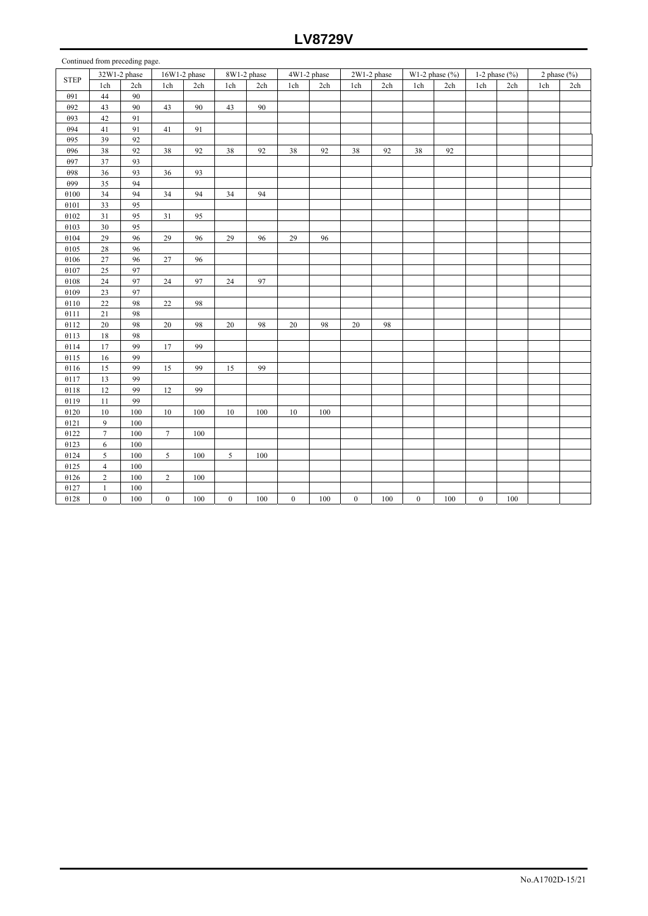Continued from preceding page.

| STEP | 32W1-2 phase | | 16W1-2 phase | | 8W1-2 phase | | 4W1-2 phase | | 2W1-2 phase | | W1-2 phase (%) | | 1-2 phase (%) | | 2 phase (%) | |
|---|---|---|---|---|---|---|---|---|---|---|---|---|---|---|---|---|
| | 1ch | 2ch | 1ch | 2ch | 1ch | 2ch | 1ch | 2ch | 1ch | 2ch | 1ch | 2ch | 1ch | 2ch | 1ch | 2ch |
| θ91 | 44 | 90 | | | | | | | | | | | | | | |
| θ92 | 43 | 90 | 43 | 90 | 43 | 90 | | | | | | | | | | |
| θ93 | 42 | 91 | | | | | | | | | | | | | | |
| θ94 | 41 | 91 | 41 | 91 | | | | | | | | | | | | |
| θ95 | 39 | 92 | | | | | | | | | | | | | | |
| θ96 | 38 | 92 | 38 | 92 | 38 | 92 | 38 | 92 | 38 | 92 | 38 | 92 | | | | |
| θ97 | 37 | 93 | | | | | | | | | | | | | | |
| θ98 | 36 | 93 | 36 | 93 | | | | | | | | | | | | |
| θ99 | 35 | 94 | | | | | | | | | | | | | | |
| θ100 | 34 | 94 | 34 | 94 | 34 | 94 | | | | | | | | | | |
| θ101 | 33 | 95 | | | | | | | | | | | | | | |
| θ102 | 31 | 95 | 31 | 95 | | | | | | | | | | | | |
| θ103 | 30 | 95 | | | | | | | | | | | | | | |
| θ104 | 29 | 96 | 29 | 96 | 29 | 96 | 29 | 96 | | | | | | | | |
| θ105 | 28 | 96 | | | | | | | | | | | | | | |
| θ106 | 27 | 96 | 27 | 96 | | | | | | | | | | | | |
| θ107 | 25 | 97 | | | | | | | | | | | | | | |
| θ108 | 24 | 97 | 24 | 97 | 24 | 97 | | | | | | | | | | |
| θ109 | 23 | 97 | | | | | | | | | | | | | | |
| θ110 | 22 | 98 | 22 | 98 | | | | | | | | | | | | |
| θ111 | 21 | 98 | | | | | | | | | | | | | | |
| θ112 | 20 | 98 | 20 | 98 | 20 | 98 | 20 | 98 | 20 | 98 | | | | | | |
| θ113 | 18 | 98 | | | | | | | | | | | | | | |
| θ114 | 17 | 99 | 17 | 99 | | | | | | | | | | | | |
| θ115 | 16 | 99 | | | | | | | | | | | | | | |
| θ116 | 15 | 99 | 15 | 99 | 15 | 99 | | | | | | | | | | |
| θ117 | 13 | 99 | | | | | | | | | | | | | | |
| θ118 | 12 | 99 | 12 | 99 | | | | | | | | | | | | |
| θ119 | 11 | 99 | | | | | | | | | | | | | | |
| θ120 | 10 | 100 | 10 | 100 | 10 | 100 | 10 | 100 | | | | | | | | |
| θ121 | 9 | 100 | | | | | | | | | | | | | | |
| θ122 | 7 | 100 | 7 | 100 | | | | | | | | | | | | |
| θ123 | 6 | 100 | | | | | | | | | | | | | | |
| θ124 | 5 | 100 | 5 | 100 | 5 | 100 | | | | | | | | | | |
| θ125 | 4 | 100 | | | | | | | | | | | | | | |
| θ126 | 2 | 100 | 2 | 100 | | | | | | | | | | | | |
| θ127 | 1 | 100 | | | | | | | | | | | | | | |
| θ128 | 0 | 100 | 0 | 100 | 0 | 100 | 0 | 100 | 0 | 100 | 0 | 100 | 0 | 100 | | |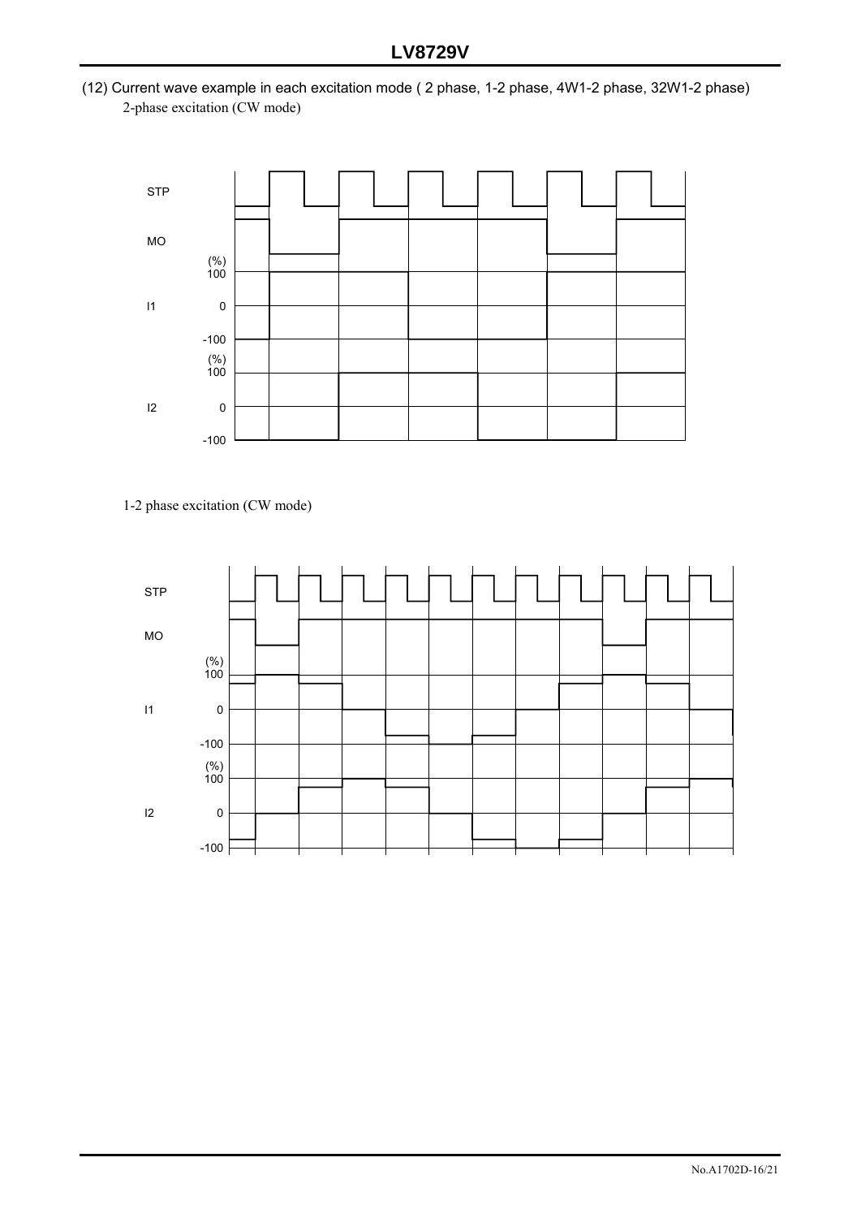(12) Current wave example in each excitation mode ( 2 phase, 1-2 phase, 4W1-2 phase, 32W1-2 phase)

2-phase excitation (CW mode)

STP

MO

(%) 100

I1 0

-100

(%) 100

I2 0

-100

1-2 phase excitation (CW mode)

STP

MO

(%) 100

I1 0

-100

(%) 100

I2 0

-100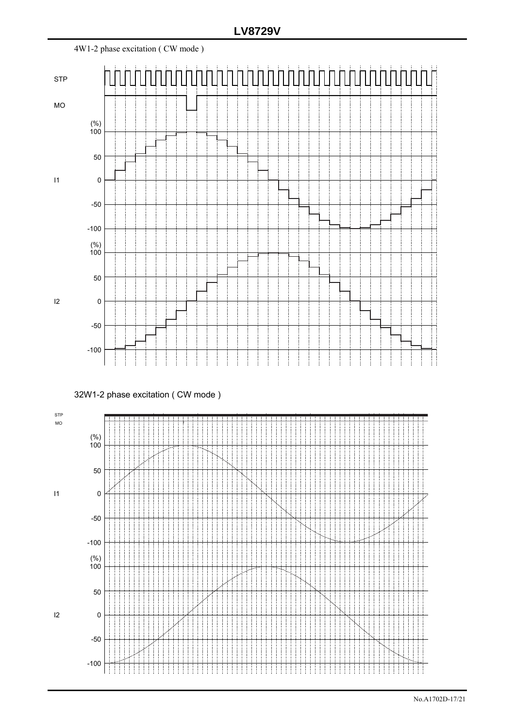4W1-2 phase excitation ( CW mode )

STP

MO

I1

(%)
100

50

0

-50

-100

I2

(%)
100

50

0

-50

-100

32W1-2 phase excitation ( CW mode )

STP
MO

I1

(%)
100

50

0

-50

-100

I2

(%)
100

50

0

-50

-100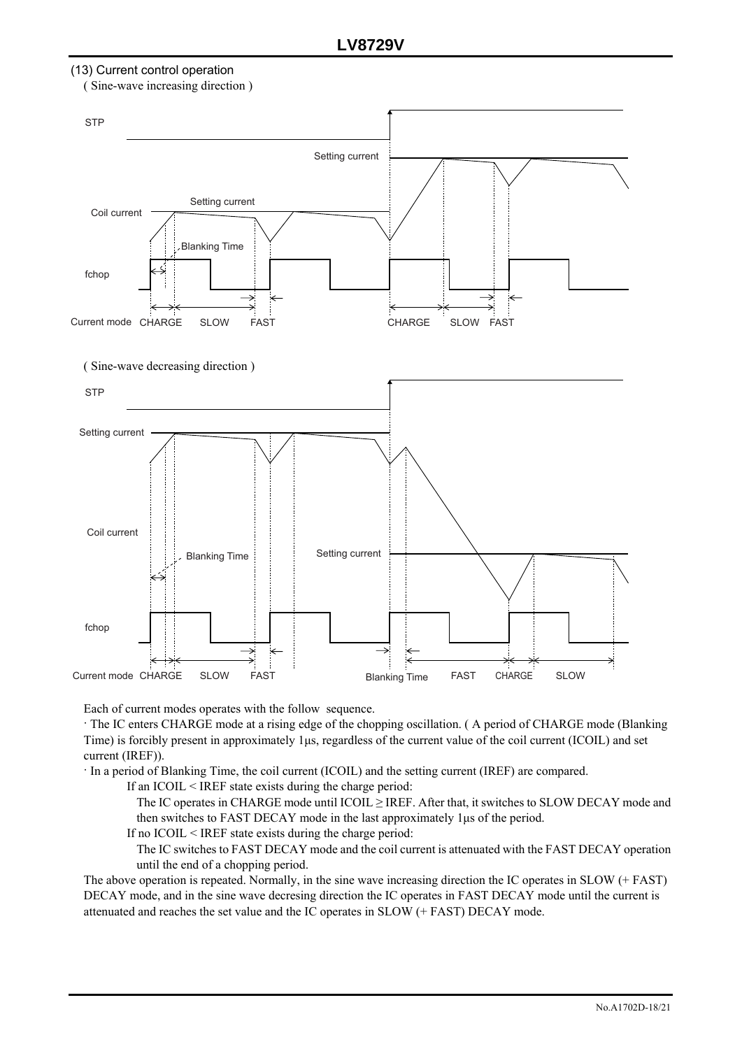### (13) Current control operation

( Sine-wave increasing direction )

( Sine-wave decreasing direction )

Each of current modes operates with the follow sequence.

· The IC enters CHARGE mode at a rising edge of the chopping oscillation. ( A period of CHARGE mode (Blanking Time) is forcibly present in approximately 1μs, regardless of the current value of the coil current (ICOIL) and set current (IREF)).

· In a period of Blanking Time, the coil current (ICOIL) and the setting current (IREF) are compared.

If an ICOIL < IREF state exists during the charge period:

The IC operates in CHARGE mode until ICOIL ≥ IREF. After that, it switches to SLOW DECAY mode and then switches to FAST DECAY mode in the last approximately 1μs of the period.

If no ICOIL < IREF state exists during the charge period:

The IC switches to FAST DECAY mode and the coil current is attenuated with the FAST DECAY operation until the end of a chopping period.

The above operation is repeated. Normally, in the sine wave increasing direction the IC operates in SLOW (+ FAST) DECAY mode, and in the sine wave decresing direction the IC operates in FAST DECAY mode until the current is attenuated and reaches the set value and the IC operates in SLOW (+ FAST) DECAY mode.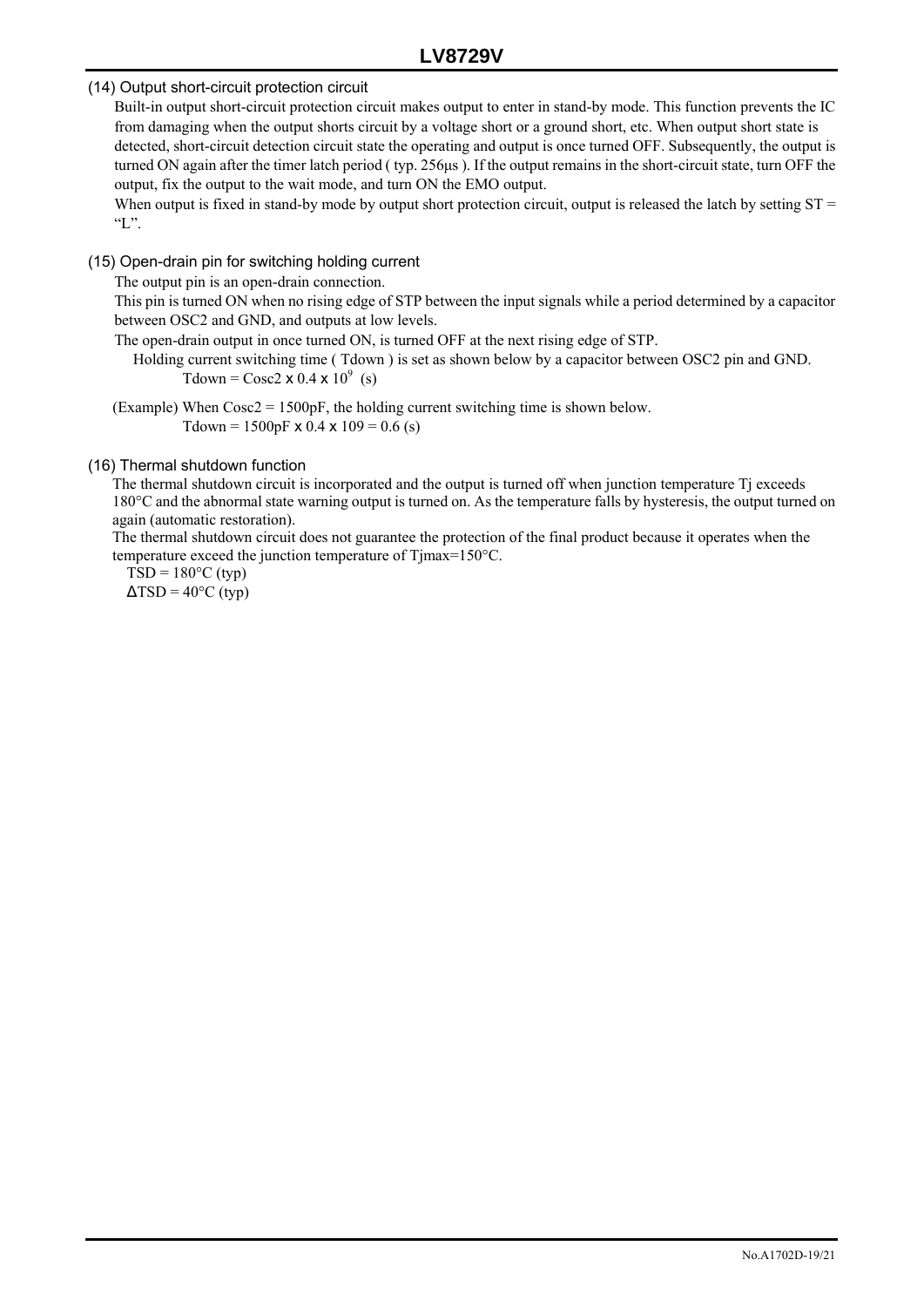### (14) Output short-circuit protection circuit

Built-in output short-circuit protection circuit makes output to enter in stand-by mode. This function prevents the IC from damaging when the output shorts circuit by a voltage short or a ground short, etc. When output short state is detected, short-circuit detection circuit state the operating and output is once turned OFF. Subsequently, the output is turned ON again after the timer latch period ( typ. 256μs ). If the output remains in the short-circuit state, turn OFF the output, fix the output to the wait mode, and turn ON the EMO output.

When output is fixed in stand-by mode by output short protection circuit, output is released the latch by setting ST = "L".

### (15) Open-drain pin for switching holding current

The output pin is an open-drain connection.

This pin is turned ON when no rising edge of STP between the input signals while a period determined by a capacitor between OSC2 and GND, and outputs at low levels.

The open-drain output in once turned ON, is turned OFF at the next rising edge of STP.

Holding current switching time ( Tdown ) is set as shown below by a capacitor between OSC2 pin and GND.

$$Tdown = Cosc2 \times 0.4 \times 10^9 \text{ (s)}$$

(Example) When Cosc2 = 1500pF, the holding current switching time is shown below.

Tdown = 1500pF x 0.4 x 109 = 0.6 (s)

### (16) Thermal shutdown function

The thermal shutdown circuit is incorporated and the output is turned off when junction temperature Tj exceeds 180°C and the abnormal state warning output is turned on. As the temperature falls by hysteresis, the output turned on again (automatic restoration).

The thermal shutdown circuit does not guarantee the protection of the final product because it operates when the temperature exceed the junction temperature of Tjmax=150°C.

TSD = 180°C (typ)

ΔTSD = 40°C (typ)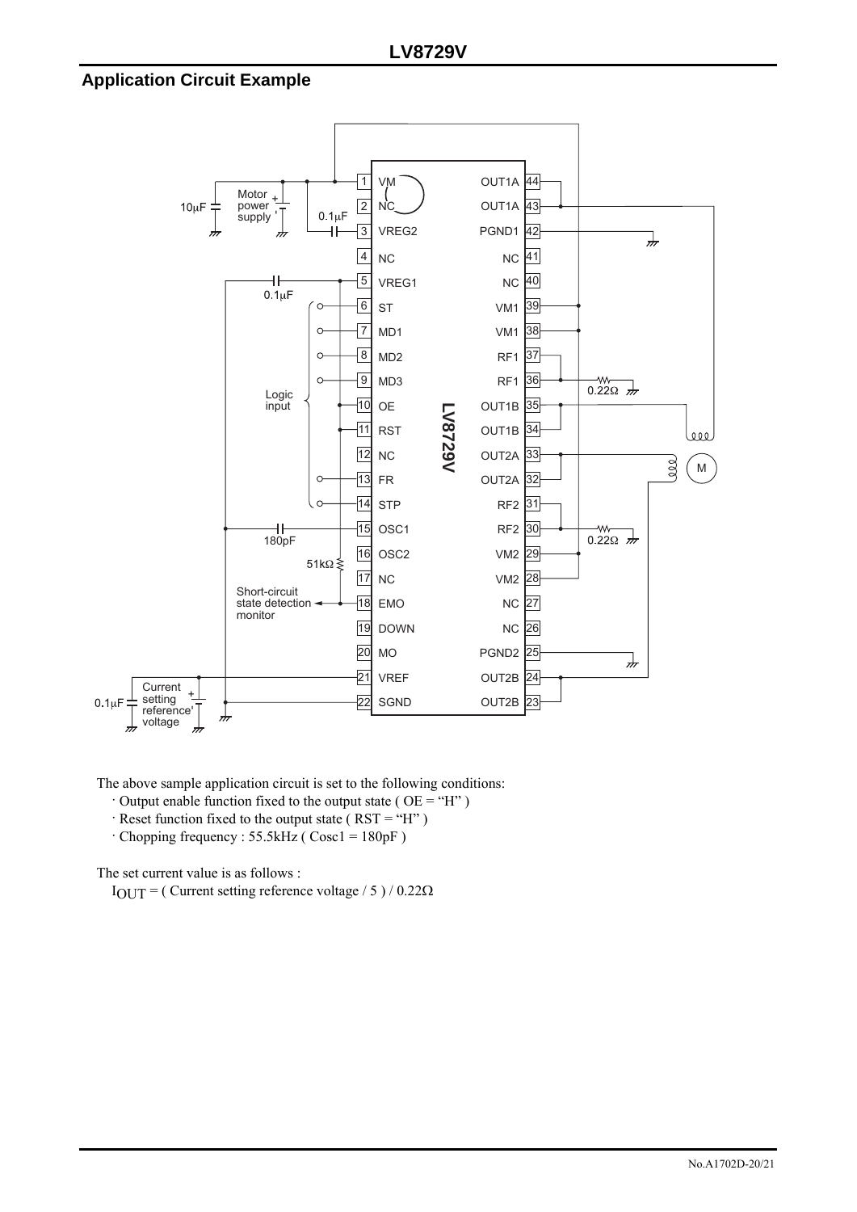## Application Circuit Example

The above sample application circuit is set to the following conditions:

- · Output enable function fixed to the output state ( OE = "H" )
- · Reset function fixed to the output state ( RST = "H" )
- · Chopping frequency : 55.5kHz ( Cosc1 = 180pF )

The set current value is as follows :

$I_{OUT}$ = ( Current setting reference voltage / 5 ) / 0.22Ω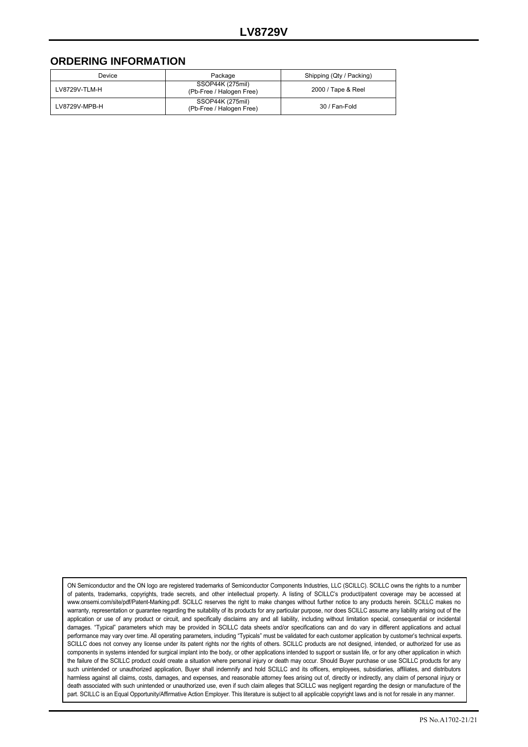## ORDERING INFORMATION

| Device | Package | Shipping (Qty / Packing) |
|---|---|---|
| LV8729V-TLM-H | SSOP44K (275mil) (Pb-Free / Halogen Free) | 2000 / Tape & Reel |
| LV8729V-MPB-H | SSOP44K (275mil) (Pb-Free / Halogen Free) | 30 / Fan-Fold |

ON Semiconductor and the ON logo are registered trademarks of Semiconductor Components Industries, LLC (SCILLC). SCILLC owns the rights to a number of patents, trademarks, copyrights, trade secrets, and other intellectual property. A listing of SCILLC's product/patent coverage may be accessed at www.onsemi.com/site/pdf/Patent-Marking.pdf. SCILLC reserves the right to make changes without further notice to any products herein. SCILLC makes no warranty, representation or guarantee regarding the suitability of its products for any particular purpose, nor does SCILLC assume any liability arising out of the application or use of any product or circuit, and specifically disclaims any and all liability, including without limitation special, consequential or incidental damages. "Typical" parameters which may be provided in SCILLC data sheets and/or specifications can and do vary in different applications and actual performance may vary over time. All operating parameters, including "Typicals" must be validated for each customer application by customer's technical experts. SCILLC does not convey any license under its patent rights nor the rights of others. SCILLC products are not designed, intended, or authorized for use as components in systems intended for surgical implant into the body, or other applications intended to support or sustain life, or for any other application in which the failure of the SCILLC product could create a situation where personal injury or death may occur. Should Buyer purchase or use SCILLC products for any such unintended or unauthorized application, Buyer shall indemnify and hold SCILLC and its officers, employees, subsidiaries, affiliates, and distributors harmless against all claims, costs, damages, and expenses, and reasonable attorney fees arising out of, directly or indirectly, any claim of personal injury or death associated with such unintended or unauthorized use, even if such claim alleges that SCILLC was negligent regarding the design or manufacture of the part. SCILLC is an Equal Opportunity/Affirmative Action Employer. This literature is subject to all applicable copyright laws and is not for resale in any manner.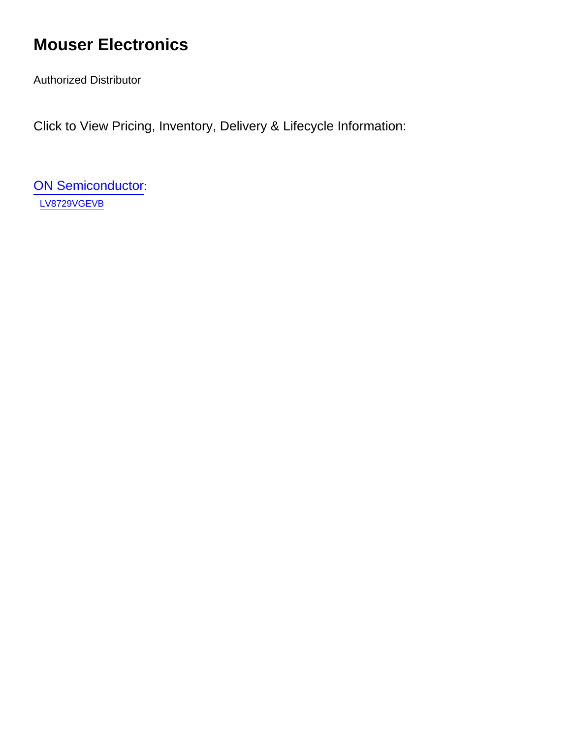# Mouser Electronics

Authorized Distributor

Click to View Pricing, Inventory, Delivery & Lifecycle Information:

ON Semiconductor:

LV8729VGEVB